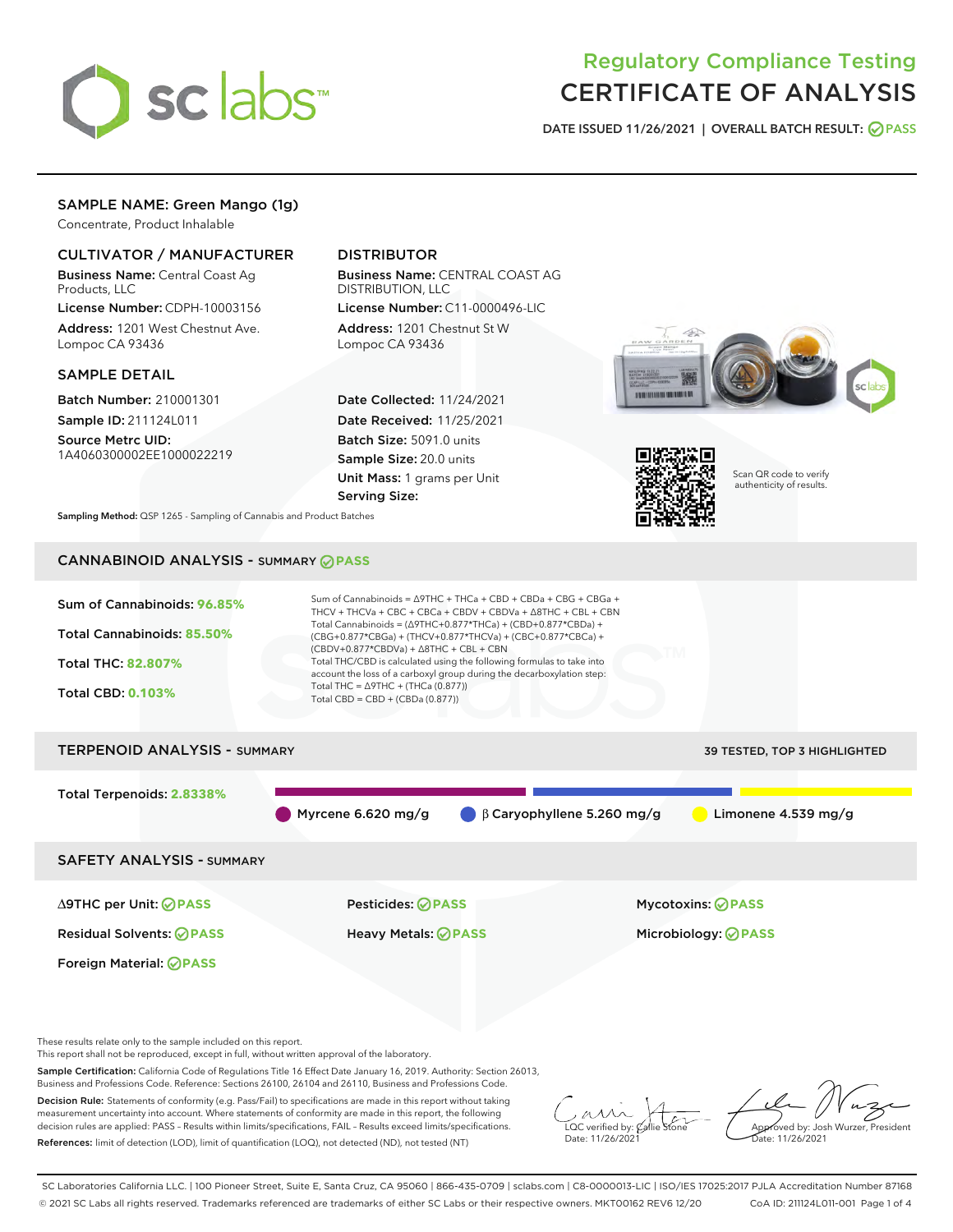# Regulatory Compliance Testing
# CERTIFICATE OF ANALYSIS

DATE ISSUED 11/26/2021 | OVERALL BATCH RESULT: PASS

## SAMPLE NAME: Green Mango (1g)

Concentrate, Product Inhalable

### CULTIVATOR / MANUFACTURER

**Business Name:** Central Coast Ag Products, LLC
**License Number:** CDPH-10003156
**Address:** 1201 West Chestnut Ave. Lompoc CA 93436

### DISTRIBUTOR

**Business Name:** CENTRAL COAST AG DISTRIBUTION, LLC
**License Number:** C11-0000496-LIC
**Address:** 1201 Chestnut St W Lompoc CA 93436

### SAMPLE DETAIL

**Batch Number:** 210001301
**Sample ID:** 211124L011
**Source Metrc UID:** 1A4060300002EE1000022219

**Date Collected:** 11/24/2021
**Date Received:** 11/25/2021
**Batch Size:** 5091.0 units
**Sample Size:** 20.0 units
**Unit Mass:** 1 grams per Unit
**Serving Size:**

Scan QR code to verify authenticity of results.

**Sampling Method:** QSP 1265 - Sampling of Cannabis and Product Batches

## CANNABINOID ANALYSIS - SUMMARY PASS

Sum of Cannabinoids: **96.85%**
Total Cannabinoids: **85.50%**
Total THC: **82.807%**
Total CBD: **0.103%**

Sum of Cannabinoids = Δ9THC + THCa + CBD + CBDa + CBG + CBGa + THCV + THCVa + CBC + CBCa + CBDV + CBDVa + Δ8THC + CBL + CBN
Total Cannabinoids = (Δ9THC+0.877*THCa) + (CBD+0.877*CBDa) + (CBG+0.877*CBGa) + (THCV+0.877*THCVa) + (CBC+0.877*CBCa) + (CBDV+0.877*CBDVa) + Δ8THC + CBL + CBN
Total THC/CBD is calculated using the following formulas to take into account the loss of a carboxyl group during the decarboxylation step:
Total THC = Δ9THC + (THCa (0.877))
Total CBD = CBD + (CBDa (0.877))

## TERPENOID ANALYSIS - SUMMARY

39 TESTED, TOP 3 HIGHLIGHTED

Total Terpenoids: **2.8338%**

Myrcene 6.620 mg/g | β Caryophyllene 5.260 mg/g | Limonene 4.539 mg/g

## SAFETY ANALYSIS - SUMMARY

| | | |
|---|---|---|
| Δ9THC per Unit: PASS | Pesticides: PASS | Mycotoxins: PASS |
| Residual Solvents: PASS | Heavy Metals: PASS | Microbiology: PASS |
| Foreign Material: PASS | | |

These results relate only to the sample included on this report.
This report shall not be reproduced, except in full, without written approval of the laboratory.

**Sample Certification:** California Code of Regulations Title 16 Effect Date January 16, 2019. Authority: Section 26013, Business and Professions Code. Reference: Sections 26100, 26104 and 26110, Business and Professions Code.

**Decision Rule:** Statements of conformity (e.g. Pass/Fail) to specifications are made in this report without taking measurement uncertainty into account. Where statements of conformity are made in this report, the following decision rules are applied: PASS – Results within limits/specifications, FAIL – Results exceed limits/specifications.

**References:** limit of detection (LOD), limit of quantification (LOQ), not detected (ND), not tested (NT)

LQC verified by: Callie Stone
Date: 11/26/2021

Approved by: Josh Wurzer, President
Date: 11/26/2021

SC Laboratories California LLC. | 100 Pioneer Street, Suite E, Santa Cruz, CA 95060 | 866-435-0709 | sclabs.com | C8-0000013-LIC | ISO/IES 17025:2017 PJLA Accreditation Number 87168
© 2021 SC Labs all rights reserved. Trademarks referenced are trademarks of either SC Labs or their respective owners. MKT00162 REV6 12/20 CoA ID: 211124L011-001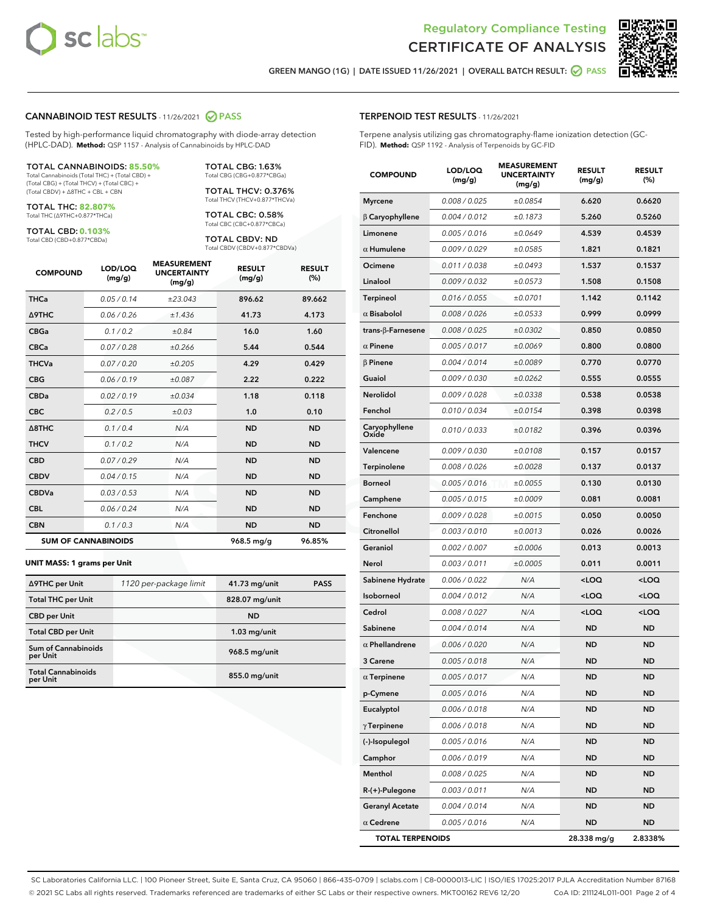# Regulatory Compliance Testing
# CERTIFICATE OF ANALYSIS

GREEN MANGO (1G) | DATE ISSUED 11/26/2021 | OVERALL BATCH RESULT: PASS

## CANNABINOID TEST RESULTS - 11/26/2021 PASS

Tested by high-performance liquid chromatography with diode-array detection (HPLC-DAD). **Method:** QSP 1157 - Analysis of Cannabinoids by HPLC-DAD

**TOTAL CANNABINOIDS: 85.50%**
Total Cannabinoids (Total THC) + (Total CBD) + (Total CBG) + (Total THCV) + (Total CBC) + (Total CBDV) + Δ8THC + CBL + CBN

**TOTAL THC: 82.807%**
Total THC (Δ9THC+0.877*THCa)

**TOTAL CBD: 0.103%**
Total CBD (CBD+0.877*CBDa)

**TOTAL CBG: 1.63%**
Total CBG (CBG+0.877*CBGa)

**TOTAL THCV: 0.376%**
Total THCV (THCV+0.877*THCVa)

**TOTAL CBC: 0.58%**
Total CBC (CBC+0.877*CBCa)

**TOTAL CBDV: ND**
Total CBDV (CBDV+0.877*CBDVa)

| COMPOUND | LOD/LOQ (mg/g) | MEASUREMENT UNCERTAINTY (mg/g) | RESULT (mg/g) | RESULT (%) |
|---|---|---|---|---|
| THCa | 0.05 / 0.14 | ±23.043 | 896.62 | 89.662 |
| Δ9THC | 0.06 / 0.26 | ±1.436 | 41.73 | 4.173 |
| CBGa | 0.1 / 0.2 | ±0.84 | 16.0 | 1.60 |
| CBCa | 0.07 / 0.28 | ±0.266 | 5.44 | 0.544 |
| THCVa | 0.07 / 0.20 | ±0.205 | 4.29 | 0.429 |
| CBG | 0.06 / 0.19 | ±0.087 | 2.22 | 0.222 |
| CBDa | 0.02 / 0.19 | ±0.034 | 1.18 | 0.118 |
| CBC | 0.2 / 0.5 | ±0.03 | 1.0 | 0.10 |
| Δ8THC | 0.1 / 0.4 | N/A | ND | ND |
| THCV | 0.1 / 0.2 | N/A | ND | ND |
| CBD | 0.07 / 0.29 | N/A | ND | ND |
| CBDV | 0.04 / 0.15 | N/A | ND | ND |
| CBDVa | 0.03 / 0.53 | N/A | ND | ND |
| CBL | 0.06 / 0.24 | N/A | ND | ND |
| CBN | 0.1 / 0.3 | N/A | ND | ND |
| **SUM OF CANNABINOIDS** | | | **968.5 mg/g** | **96.85%** |

### UNIT MASS: 1 grams per Unit

| | | | |
|---|---|---|---|
| Δ9THC per Unit | 1120 per-package limit | 41.73 mg/unit | PASS |
| Total THC per Unit | | 828.07 mg/unit | |
| CBD per Unit | | ND | |
| Total CBD per Unit | | 1.03 mg/unit | |
| Sum of Cannabinoids per Unit | | 968.5 mg/unit | |
| Total Cannabinoids per Unit | | 855.0 mg/unit | |

## TERPENOID TEST RESULTS - 11/26/2021

Terpene analysis utilizing gas chromatography-flame ionization detection (GC-FID). **Method:** QSP 1192 - Analysis of Terpenoids by GC-FID

| COMPOUND | LOD/LOQ (mg/g) | MEASUREMENT UNCERTAINTY (mg/g) | RESULT (mg/g) | RESULT (%) |
|---|---|---|---|---|
| Myrcene | 0.008 / 0.025 | ±0.0854 | 6.620 | 0.6620 |
| β Caryophyllene | 0.004 / 0.012 | ±0.1873 | 5.260 | 0.5260 |
| Limonene | 0.005 / 0.016 | ±0.0649 | 4.539 | 0.4539 |
| α Humulene | 0.009 / 0.029 | ±0.0585 | 1.821 | 0.1821 |
| Ocimene | 0.011 / 0.038 | ±0.0493 | 1.537 | 0.1537 |
| Linalool | 0.009 / 0.032 | ±0.0573 | 1.508 | 0.1508 |
| Terpineol | 0.016 / 0.055 | ±0.0701 | 1.142 | 0.1142 |
| α Bisabolol | 0.008 / 0.026 | ±0.0533 | 0.999 | 0.0999 |
| trans-β-Farnesene | 0.008 / 0.025 | ±0.0302 | 0.850 | 0.0850 |
| α Pinene | 0.005 / 0.017 | ±0.0069 | 0.800 | 0.0800 |
| β Pinene | 0.004 / 0.014 | ±0.0089 | 0.770 | 0.0770 |
| Guaiol | 0.009 / 0.030 | ±0.0262 | 0.555 | 0.0555 |
| Nerolidol | 0.009 / 0.028 | ±0.0338 | 0.538 | 0.0538 |
| Fenchol | 0.010 / 0.034 | ±0.0154 | 0.398 | 0.0398 |
| Caryophyllene Oxide | 0.010 / 0.033 | ±0.0182 | 0.396 | 0.0396 |
| Valencene | 0.009 / 0.030 | ±0.0108 | 0.157 | 0.0157 |
| Terpinolene | 0.008 / 0.026 | ±0.0028 | 0.137 | 0.0137 |
| Borneol | 0.005 / 0.016 | ±0.0055 | 0.130 | 0.0130 |
| Camphene | 0.005 / 0.015 | ±0.0009 | 0.081 | 0.0081 |
| Fenchone | 0.009 / 0.028 | ±0.0015 | 0.050 | 0.0050 |
| Citronellol | 0.003 / 0.010 | ±0.0013 | 0.026 | 0.0026 |
| Geraniol | 0.002 / 0.007 | ±0.0006 | 0.013 | 0.0013 |
| Nerol | 0.003 / 0.011 | ±0.0005 | 0.011 | 0.0011 |
| Sabinene Hydrate | 0.006 / 0.022 | N/A | <LOQ | <LOQ |
| Isoborneol | 0.004 / 0.012 | N/A | <LOQ | <LOQ |
| Cedrol | 0.008 / 0.027 | N/A | <LOQ | <LOQ |
| Sabinene | 0.004 / 0.014 | N/A | ND | ND |
| α Phellandrene | 0.006 / 0.020 | N/A | ND | ND |
| 3 Carene | 0.005 / 0.018 | N/A | ND | ND |
| α Terpinene | 0.005 / 0.017 | N/A | ND | ND |
| p-Cymene | 0.005 / 0.016 | N/A | ND | ND |
| Eucalyptol | 0.006 / 0.018 | N/A | ND | ND |
| γ Terpinene | 0.006 / 0.018 | N/A | ND | ND |
| (-)-Isopulegol | 0.005 / 0.016 | N/A | ND | ND |
| Camphor | 0.006 / 0.019 | N/A | ND | ND |
| Menthol | 0.008 / 0.025 | N/A | ND | ND |
| R-(+)-Pulegone | 0.003 / 0.011 | N/A | ND | ND |
| Geranyl Acetate | 0.004 / 0.014 | N/A | ND | ND |
| α Cedrene | 0.005 / 0.016 | N/A | ND | ND |
| **TOTAL TERPENOIDS** | | | **28.338 mg/g** | **2.8338%** |

SC Laboratories California LLC. | 100 Pioneer Street, Suite E, Santa Cruz, CA 95060 | 866-435-0709 | sclabs.com | C8-0000013-LIC | ISO/IES 17025:2017 PJLA Accreditation Number 87168
© 2021 SC Labs all rights reserved. Trademarks referenced are trademarks of either SC Labs or their respective owners. MKT00162 REV6 12/20 CoA ID: 211124L011-001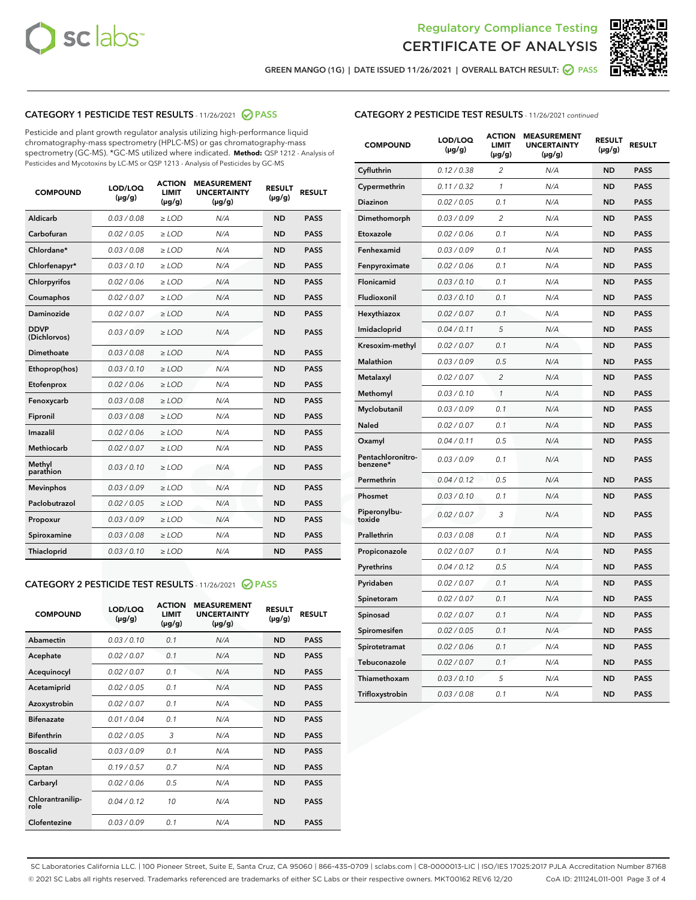Regulatory Compliance Testing

CERTIFICATE OF ANALYSIS

GREEN MANGO (1G) | DATE ISSUED 11/26/2021 | OVERALL BATCH RESULT: PASS

## CATEGORY 1 PESTICIDE TEST RESULTS - 11/26/2021 PASS

Pesticide and plant growth regulator analysis utilizing high-performance liquid chromatography-mass spectrometry (HPLC-MS) or gas chromatography-mass spectrometry (GC-MS). *GC-MS utilized where indicated. **Method:** QSP 1212 - Analysis of Pesticides and Mycotoxins by LC-MS or QSP 1213 - Analysis of Pesticides by GC-MS

| COMPOUND | LOD/LOQ (µg/g) | ACTION LIMIT (µg/g) | MEASUREMENT UNCERTAINTY (µg/g) | RESULT (µg/g) | RESULT |
|---|---|---|---|---|---|
| Aldicarb | 0.03 / 0.08 | ≥ LOD | N/A | ND | PASS |
| Carbofuran | 0.02 / 0.05 | ≥ LOD | N/A | ND | PASS |
| Chlordane* | 0.03 / 0.08 | ≥ LOD | N/A | ND | PASS |
| Chlorfenapyr* | 0.03 / 0.10 | ≥ LOD | N/A | ND | PASS |
| Chlorpyrifos | 0.02 / 0.06 | ≥ LOD | N/A | ND | PASS |
| Coumaphos | 0.02 / 0.07 | ≥ LOD | N/A | ND | PASS |
| Daminozide | 0.02 / 0.07 | ≥ LOD | N/A | ND | PASS |
| DDVP (Dichlorvos) | 0.03 / 0.09 | ≥ LOD | N/A | ND | PASS |
| Dimethoate | 0.03 / 0.08 | ≥ LOD | N/A | ND | PASS |
| Ethoprop(hos) | 0.03 / 0.10 | ≥ LOD | N/A | ND | PASS |
| Etofenprox | 0.02 / 0.06 | ≥ LOD | N/A | ND | PASS |
| Fenoxycarb | 0.03 / 0.08 | ≥ LOD | N/A | ND | PASS |
| Fipronil | 0.03 / 0.08 | ≥ LOD | N/A | ND | PASS |
| Imazalil | 0.02 / 0.06 | ≥ LOD | N/A | ND | PASS |
| Methiocarb | 0.02 / 0.07 | ≥ LOD | N/A | ND | PASS |
| Methyl parathion | 0.03 / 0.10 | ≥ LOD | N/A | ND | PASS |
| Mevinphos | 0.03 / 0.09 | ≥ LOD | N/A | ND | PASS |
| Paclobutrazol | 0.02 / 0.05 | ≥ LOD | N/A | ND | PASS |
| Propoxur | 0.03 / 0.09 | ≥ LOD | N/A | ND | PASS |
| Spiroxamine | 0.03 / 0.08 | ≥ LOD | N/A | ND | PASS |
| Thiacloprid | 0.03 / 0.10 | ≥ LOD | N/A | ND | PASS |

## CATEGORY 2 PESTICIDE TEST RESULTS - 11/26/2021 PASS

| COMPOUND | LOD/LOQ (µg/g) | ACTION LIMIT (µg/g) | MEASUREMENT UNCERTAINTY (µg/g) | RESULT (µg/g) | RESULT |
|---|---|---|---|---|---|
| Abamectin | 0.03 / 0.10 | 0.1 | N/A | ND | PASS |
| Acephate | 0.02 / 0.07 | 0.1 | N/A | ND | PASS |
| Acequinocyl | 0.02 / 0.07 | 0.1 | N/A | ND | PASS |
| Acetamiprid | 0.02 / 0.05 | 0.1 | N/A | ND | PASS |
| Azoxystrobin | 0.02 / 0.07 | 0.1 | N/A | ND | PASS |
| Bifenazate | 0.01 / 0.04 | 0.1 | N/A | ND | PASS |
| Bifenthrin | 0.02 / 0.05 | 3 | N/A | ND | PASS |
| Boscalid | 0.03 / 0.09 | 0.1 | N/A | ND | PASS |
| Captan | 0.19 / 0.57 | 0.7 | N/A | ND | PASS |
| Carbaryl | 0.02 / 0.06 | 0.5 | N/A | ND | PASS |
| Chlorantraniliprole | 0.04 / 0.12 | 10 | N/A | ND | PASS |
| Clofentezine | 0.03 / 0.09 | 0.1 | N/A | ND | PASS |
| Cyfluthrin | 0.12 / 0.38 | 2 | N/A | ND | PASS |
| Cypermethrin | 0.11 / 0.32 | 1 | N/A | ND | PASS |
| Diazinon | 0.02 / 0.05 | 0.1 | N/A | ND | PASS |
| Dimethomorph | 0.03 / 0.09 | 2 | N/A | ND | PASS |
| Etoxazole | 0.02 / 0.06 | 0.1 | N/A | ND | PASS |
| Fenhexamid | 0.03 / 0.09 | 0.1 | N/A | ND | PASS |
| Fenpyroximate | 0.02 / 0.06 | 0.1 | N/A | ND | PASS |
| Flonicamid | 0.03 / 0.10 | 0.1 | N/A | ND | PASS |
| Fludioxonil | 0.03 / 0.10 | 0.1 | N/A | ND | PASS |
| Hexythiazox | 0.02 / 0.07 | 0.1 | N/A | ND | PASS |
| Imidacloprid | 0.04 / 0.11 | 5 | N/A | ND | PASS |
| Kresoxim-methyl | 0.02 / 0.07 | 0.1 | N/A | ND | PASS |
| Malathion | 0.03 / 0.09 | 0.5 | N/A | ND | PASS |
| Metalaxyl | 0.02 / 0.07 | 2 | N/A | ND | PASS |
| Methomyl | 0.03 / 0.10 | 1 | N/A | ND | PASS |
| Myclobutanil | 0.03 / 0.09 | 0.1 | N/A | ND | PASS |
| Naled | 0.02 / 0.07 | 0.1 | N/A | ND | PASS |
| Oxamyl | 0.04 / 0.11 | 0.5 | N/A | ND | PASS |
| Pentachloronitrobenzene* | 0.03 / 0.09 | 0.1 | N/A | ND | PASS |
| Permethrin | 0.04 / 0.12 | 0.5 | N/A | ND | PASS |
| Phosmet | 0.03 / 0.10 | 0.1 | N/A | ND | PASS |
| Piperonylbutoxide | 0.02 / 0.07 | 3 | N/A | ND | PASS |
| Prallethrin | 0.03 / 0.08 | 0.1 | N/A | ND | PASS |
| Propiconazole | 0.02 / 0.07 | 0.1 | N/A | ND | PASS |
| Pyrethrins | 0.04 / 0.12 | 0.5 | N/A | ND | PASS |
| Pyridaben | 0.02 / 0.07 | 0.1 | N/A | ND | PASS |
| Spinetoram | 0.02 / 0.07 | 0.1 | N/A | ND | PASS |
| Spinosad | 0.02 / 0.07 | 0.1 | N/A | ND | PASS |
| Spiromesifen | 0.02 / 0.05 | 0.1 | N/A | ND | PASS |
| Spirotetramat | 0.02 / 0.06 | 0.1 | N/A | ND | PASS |
| Tebuconazole | 0.02 / 0.07 | 0.1 | N/A | ND | PASS |
| Thiamethoxam | 0.03 / 0.10 | 5 | N/A | ND | PASS |
| Trifloxystrobin | 0.03 / 0.08 | 0.1 | N/A | ND | PASS |

SC Laboratories California LLC. | 100 Pioneer Street, Suite E, Santa Cruz, CA 95060 | 866-435-0709 | sclabs.com | C8-0000013-LIC | ISO/IES 17025:2017 PJLA Accreditation Number 87168
© 2021 SC Labs all rights reserved. Trademarks referenced are trademarks of either SC Labs or their respective owners. MKT00162 REV6 12/20 CoA ID: 211124L011-001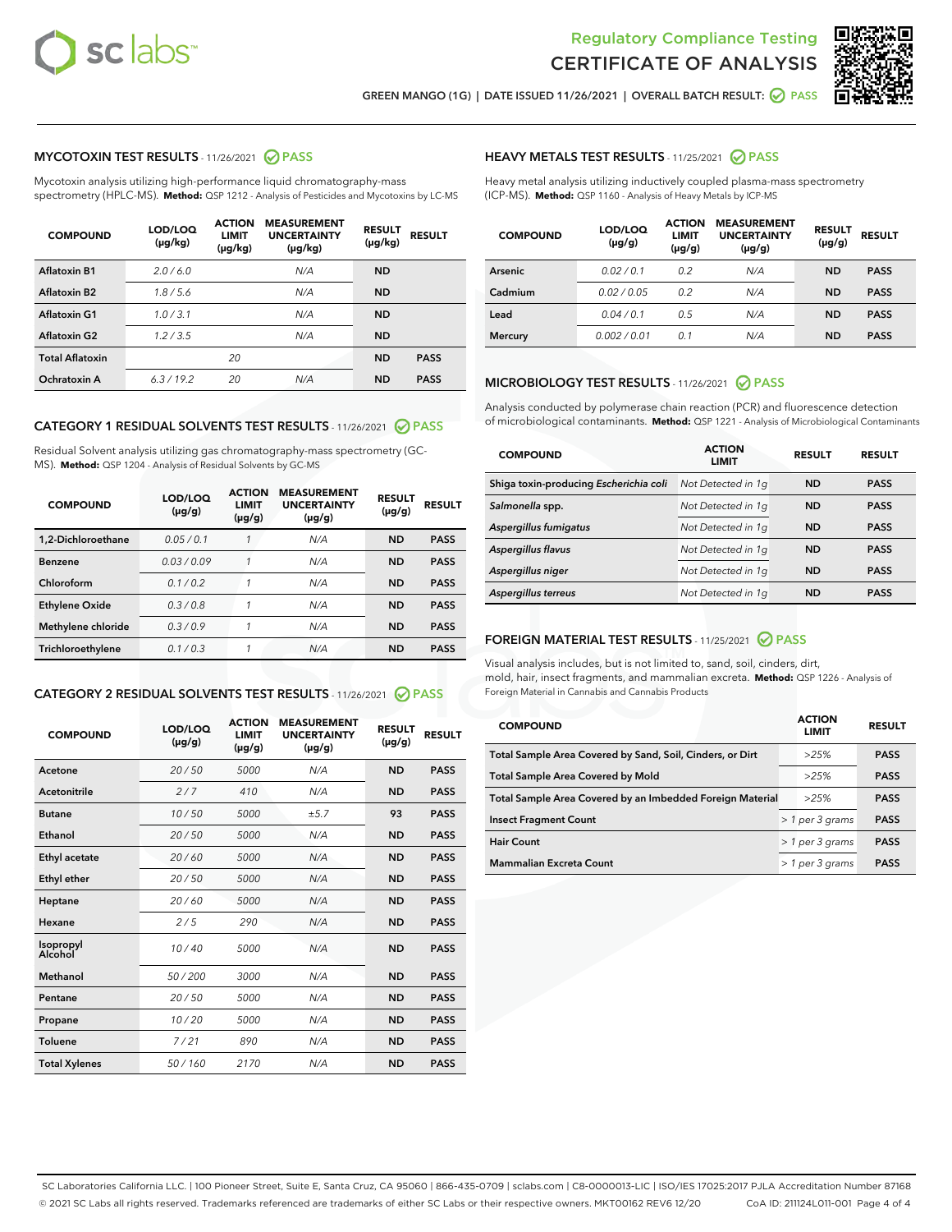Regulatory Compliance Testing
CERTIFICATE OF ANALYSIS

GREEN MANGO (1G) | DATE ISSUED 11/26/2021 | OVERALL BATCH RESULT: PASS

## MYCOTOXIN TEST RESULTS - 11/26/2021 PASS

Mycotoxin analysis utilizing high-performance liquid chromatography-mass spectrometry (HPLC-MS). **Method:** QSP 1212 - Analysis of Pesticides and Mycotoxins by LC-MS

| COMPOUND | LOD/LOQ (μg/kg) | ACTION LIMIT (μg/kg) | MEASUREMENT UNCERTAINTY (μg/kg) | RESULT (μg/kg) | RESULT |
|---|---|---|---|---|---|
| Aflatoxin B1 | 2.0 / 6.0 | | N/A | ND | |
| Aflatoxin B2 | 1.8 / 5.6 | | N/A | ND | |
| Aflatoxin G1 | 1.0 / 3.1 | | N/A | ND | |
| Aflatoxin G2 | 1.2 / 3.5 | | N/A | ND | |
| Total Aflatoxin | | 20 | | ND | PASS |
| Ochratoxin A | 6.3 / 19.2 | 20 | N/A | ND | PASS |

## CATEGORY 1 RESIDUAL SOLVENTS TEST RESULTS - 11/26/2021 PASS

Residual Solvent analysis utilizing gas chromatography-mass spectrometry (GC-MS). **Method:** QSP 1204 - Analysis of Residual Solvents by GC-MS

| COMPOUND | LOD/LOQ (μg/g) | ACTION LIMIT (μg/g) | MEASUREMENT UNCERTAINTY (μg/g) | RESULT (μg/g) | RESULT |
|---|---|---|---|---|---|
| 1,2-Dichloroethane | 0.05 / 0.1 | 1 | N/A | ND | PASS |
| Benzene | 0.03 / 0.09 | 1 | N/A | ND | PASS |
| Chloroform | 0.1 / 0.2 | 1 | N/A | ND | PASS |
| Ethylene Oxide | 0.3 / 0.8 | 1 | N/A | ND | PASS |
| Methylene chloride | 0.3 / 0.9 | 1 | N/A | ND | PASS |
| Trichloroethylene | 0.1 / 0.3 | 1 | N/A | ND | PASS |

## CATEGORY 2 RESIDUAL SOLVENTS TEST RESULTS - 11/26/2021 PASS

| COMPOUND | LOD/LOQ (μg/g) | ACTION LIMIT (μg/g) | MEASUREMENT UNCERTAINTY (μg/g) | RESULT (μg/g) | RESULT |
|---|---|---|---|---|---|
| Acetone | 20 / 50 | 5000 | N/A | ND | PASS |
| Acetonitrile | 2 / 7 | 410 | N/A | ND | PASS |
| Butane | 10 / 50 | 5000 | ±5.7 | 93 | PASS |
| Ethanol | 20 / 50 | 5000 | N/A | ND | PASS |
| Ethyl acetate | 20 / 60 | 5000 | N/A | ND | PASS |
| Ethyl ether | 20 / 50 | 5000 | N/A | ND | PASS |
| Heptane | 20 / 60 | 5000 | N/A | ND | PASS |
| Hexane | 2 / 5 | 290 | N/A | ND | PASS |
| Isopropyl Alcohol | 10 / 40 | 5000 | N/A | ND | PASS |
| Methanol | 50 / 200 | 3000 | N/A | ND | PASS |
| Pentane | 20 / 50 | 5000 | N/A | ND | PASS |
| Propane | 10 / 20 | 5000 | N/A | ND | PASS |
| Toluene | 7 / 21 | 890 | N/A | ND | PASS |
| Total Xylenes | 50 / 160 | 2170 | N/A | ND | PASS |

## HEAVY METALS TEST RESULTS - 11/25/2021 PASS

Heavy metal analysis utilizing inductively coupled plasma-mass spectrometry (ICP-MS). **Method:** QSP 1160 - Analysis of Heavy Metals by ICP-MS

| COMPOUND | LOD/LOQ (μg/g) | ACTION LIMIT (μg/g) | MEASUREMENT UNCERTAINTY (μg/g) | RESULT (μg/g) | RESULT |
|---|---|---|---|---|---|
| Arsenic | 0.02 / 0.1 | 0.2 | N/A | ND | PASS |
| Cadmium | 0.02 / 0.05 | 0.2 | N/A | ND | PASS |
| Lead | 0.04 / 0.1 | 0.5 | N/A | ND | PASS |
| Mercury | 0.002 / 0.01 | 0.1 | N/A | ND | PASS |

## MICROBIOLOGY TEST RESULTS - 11/26/2021 PASS

Analysis conducted by polymerase chain reaction (PCR) and fluorescence detection of microbiological contaminants. **Method:** QSP 1221 - Analysis of Microbiological Contaminants

| COMPOUND | ACTION LIMIT | RESULT | RESULT |
|---|---|---|---|
| Shiga toxin-producing *Escherichia coli* | Not Detected in 1g | ND | PASS |
| *Salmonella* spp. | Not Detected in 1g | ND | PASS |
| *Aspergillus fumigatus* | Not Detected in 1g | ND | PASS |
| *Aspergillus flavus* | Not Detected in 1g | ND | PASS |
| *Aspergillus niger* | Not Detected in 1g | ND | PASS |
| *Aspergillus terreus* | Not Detected in 1g | ND | PASS |

## FOREIGN MATERIAL TEST RESULTS - 11/25/2021 PASS

Visual analysis includes, but is not limited to, sand, soil, cinders, dirt, mold, hair, insect fragments, and mammalian excreta. **Method:** QSP 1226 - Analysis of Foreign Material in Cannabis and Cannabis Products

| COMPOUND | ACTION LIMIT | RESULT |
|---|---|---|
| Total Sample Area Covered by Sand, Soil, Cinders, or Dirt | >25% | PASS |
| Total Sample Area Covered by Mold | >25% | PASS |
| Total Sample Area Covered by an Imbedded Foreign Material | >25% | PASS |
| Insect Fragment Count | > 1 per 3 grams | PASS |
| Hair Count | > 1 per 3 grams | PASS |
| Mammalian Excreta Count | > 1 per 3 grams | PASS |

SC Laboratories California LLC. | 100 Pioneer Street, Suite E, Santa Cruz, CA 95060 | 866-435-0709 | sclabs.com | C8-0000013-LIC | ISO/IES 17025:2017 PJLA Accreditation Number 87168
© 2021 SC Labs all rights reserved. Trademarks referenced are trademarks of either SC Labs or their respective owners. MKT00162 REV6 12/20 CoA ID: 211124L011-001